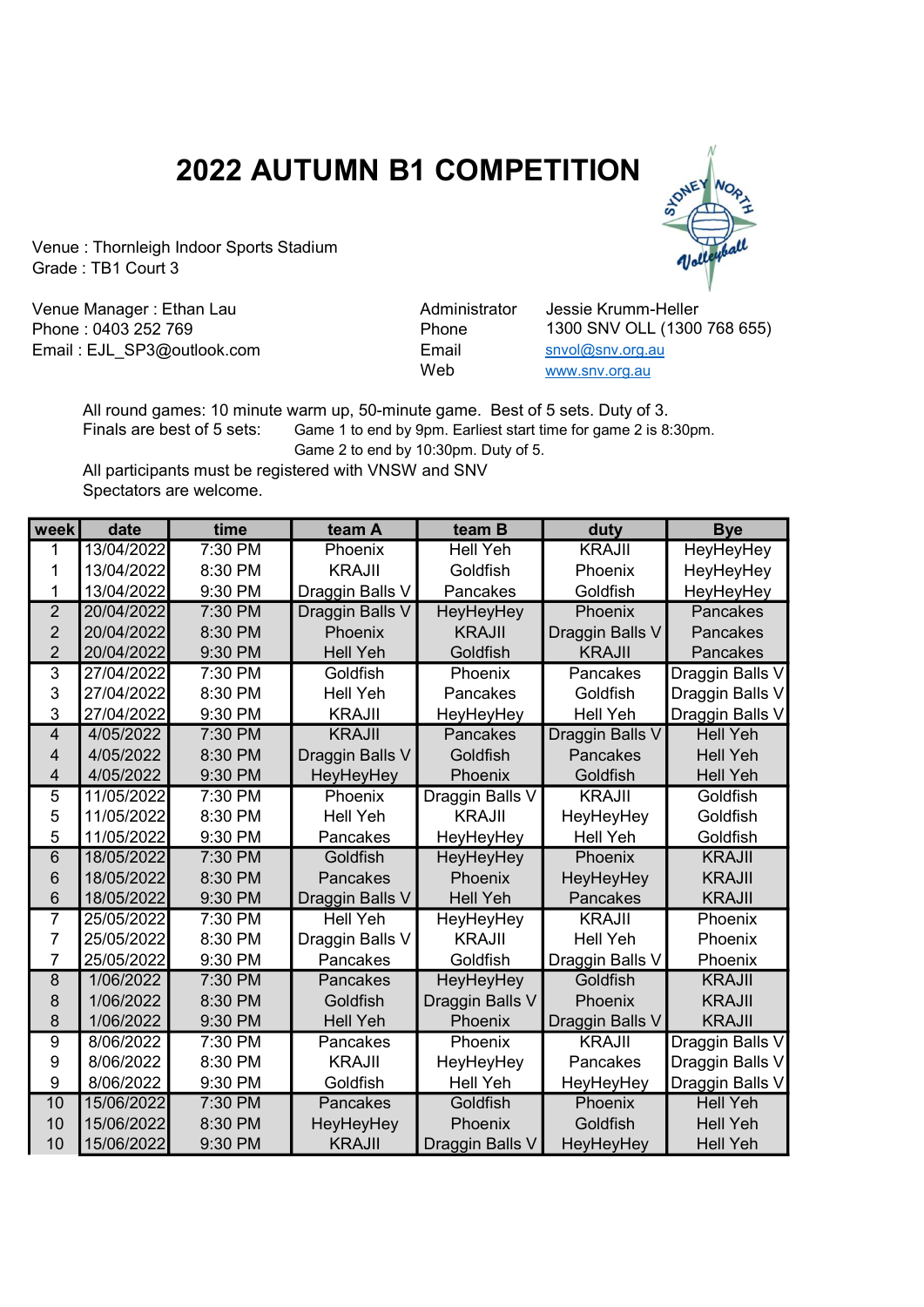# 2022 AUTUMN B1 COMPETITION

Venue : Thornleigh Indoor Sports Stadium
Grade : TB1 Court 3

Venue Manager : Ethan Lau
Phone : 0403 252 769
Email : EJL_SP3@outlook.com

Administrator Jessie Krumm-Heller
Phone 1300 SNV OLL (1300 768 655)
Email snvol@snv.org.au
Web www.snv.org.au

All round games: 10 minute warm up, 50-minute game. Best of 5 sets. Duty of 3.
Finals are best of 5 sets: Game 1 to end by 9pm. Earliest start time for game 2 is 8:30pm.
Game 2 to end by 10:30pm. Duty of 5.
All participants must be registered with VNSW and SNV
Spectators are welcome.

| week | date | time | team A | team B | duty | Bye |
|---|---|---|---|---|---|---|
| 1 | 13/04/2022 | 7:30 PM | Phoenix | Hell Yeh | KRAJII | HeyHeyHey |
| 1 | 13/04/2022 | 8:30 PM | KRAJII | Goldfish | Phoenix | HeyHeyHey |
| 1 | 13/04/2022 | 9:30 PM | Draggin Balls V | Pancakes | Goldfish | HeyHeyHey |
| 2 | 20/04/2022 | 7:30 PM | Draggin Balls V | HeyHeyHey | Phoenix | Pancakes |
| 2 | 20/04/2022 | 8:30 PM | Phoenix | KRAJII | Draggin Balls V | Pancakes |
| 2 | 20/04/2022 | 9:30 PM | Hell Yeh | Goldfish | KRAJII | Pancakes |
| 3 | 27/04/2022 | 7:30 PM | Goldfish | Phoenix | Pancakes | Draggin Balls V |
| 3 | 27/04/2022 | 8:30 PM | Hell Yeh | Pancakes | Goldfish | Draggin Balls V |
| 3 | 27/04/2022 | 9:30 PM | KRAJII | HeyHeyHey | Hell Yeh | Draggin Balls V |
| 4 | 4/05/2022 | 7:30 PM | KRAJII | Pancakes | Draggin Balls V | Hell Yeh |
| 4 | 4/05/2022 | 8:30 PM | Draggin Balls V | Goldfish | Pancakes | Hell Yeh |
| 4 | 4/05/2022 | 9:30 PM | HeyHeyHey | Phoenix | Goldfish | Hell Yeh |
| 5 | 11/05/2022 | 7:30 PM | Phoenix | Draggin Balls V | KRAJII | Goldfish |
| 5 | 11/05/2022 | 8:30 PM | Hell Yeh | KRAJII | HeyHeyHey | Goldfish |
| 5 | 11/05/2022 | 9:30 PM | Pancakes | HeyHeyHey | Hell Yeh | Goldfish |
| 6 | 18/05/2022 | 7:30 PM | Goldfish | HeyHeyHey | Phoenix | KRAJII |
| 6 | 18/05/2022 | 8:30 PM | Pancakes | Phoenix | HeyHeyHey | KRAJII |
| 6 | 18/05/2022 | 9:30 PM | Draggin Balls V | Hell Yeh | Pancakes | KRAJII |
| 7 | 25/05/2022 | 7:30 PM | Hell Yeh | HeyHeyHey | KRAJII | Phoenix |
| 7 | 25/05/2022 | 8:30 PM | Draggin Balls V | KRAJII | Hell Yeh | Phoenix |
| 7 | 25/05/2022 | 9:30 PM | Pancakes | Goldfish | Draggin Balls V | Phoenix |
| 8 | 1/06/2022 | 7:30 PM | Pancakes | HeyHeyHey | Goldfish | KRAJII |
| 8 | 1/06/2022 | 8:30 PM | Goldfish | Draggin Balls V | Phoenix | KRAJII |
| 8 | 1/06/2022 | 9:30 PM | Hell Yeh | Phoenix | Draggin Balls V | KRAJII |
| 9 | 8/06/2022 | 7:30 PM | Pancakes | Phoenix | KRAJII | Draggin Balls V |
| 9 | 8/06/2022 | 8:30 PM | KRAJII | HeyHeyHey | Pancakes | Draggin Balls V |
| 9 | 8/06/2022 | 9:30 PM | Goldfish | Hell Yeh | HeyHeyHey | Draggin Balls V |
| 10 | 15/06/2022 | 7:30 PM | Pancakes | Goldfish | Phoenix | Hell Yeh |
| 10 | 15/06/2022 | 8:30 PM | HeyHeyHey | Phoenix | Goldfish | Hell Yeh |
| 10 | 15/06/2022 | 9:30 PM | KRAJII | Draggin Balls V | HeyHeyHey | Hell Yeh |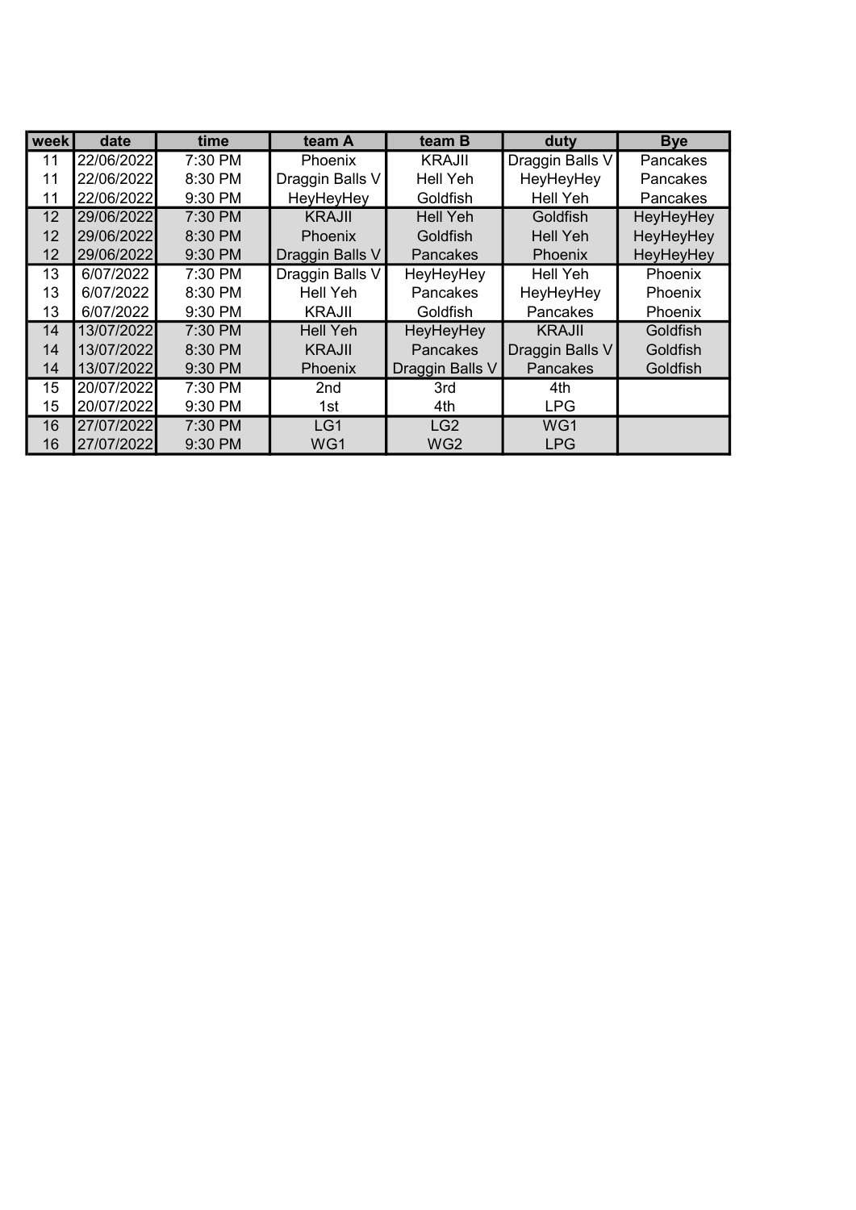| week | date | time | team A | team B | duty | Bye |
|---|---|---|---|---|---|---|
| 11 | 22/06/2022 | 7:30 PM | Phoenix | KRAJII | Draggin Balls V | Pancakes |
| 11 | 22/06/2022 | 8:30 PM | Draggin Balls V | Hell Yeh | HeyHeyHey | Pancakes |
| 11 | 22/06/2022 | 9:30 PM | HeyHeyHey | Goldfish | Hell Yeh | Pancakes |
| 12 | 29/06/2022 | 7:30 PM | KRAJII | Hell Yeh | Goldfish | HeyHeyHey |
| 12 | 29/06/2022 | 8:30 PM | Phoenix | Goldfish | Hell Yeh | HeyHeyHey |
| 12 | 29/06/2022 | 9:30 PM | Draggin Balls V | Pancakes | Phoenix | HeyHeyHey |
| 13 | 6/07/2022 | 7:30 PM | Draggin Balls V | HeyHeyHey | Hell Yeh | Phoenix |
| 13 | 6/07/2022 | 8:30 PM | Hell Yeh | Pancakes | HeyHeyHey | Phoenix |
| 13 | 6/07/2022 | 9:30 PM | KRAJII | Goldfish | Pancakes | Phoenix |
| 14 | 13/07/2022 | 7:30 PM | Hell Yeh | HeyHeyHey | KRAJII | Goldfish |
| 14 | 13/07/2022 | 8:30 PM | KRAJII | Pancakes | Draggin Balls V | Goldfish |
| 14 | 13/07/2022 | 9:30 PM | Phoenix | Draggin Balls V | Pancakes | Goldfish |
| 15 | 20/07/2022 | 7:30 PM | 2nd | 3rd | 4th | |
| 15 | 20/07/2022 | 9:30 PM | 1st | 4th | LPG | |
| 16 | 27/07/2022 | 7:30 PM | LG1 | LG2 | WG1 | |
| 16 | 27/07/2022 | 9:30 PM | WG1 | WG2 | LPG | |